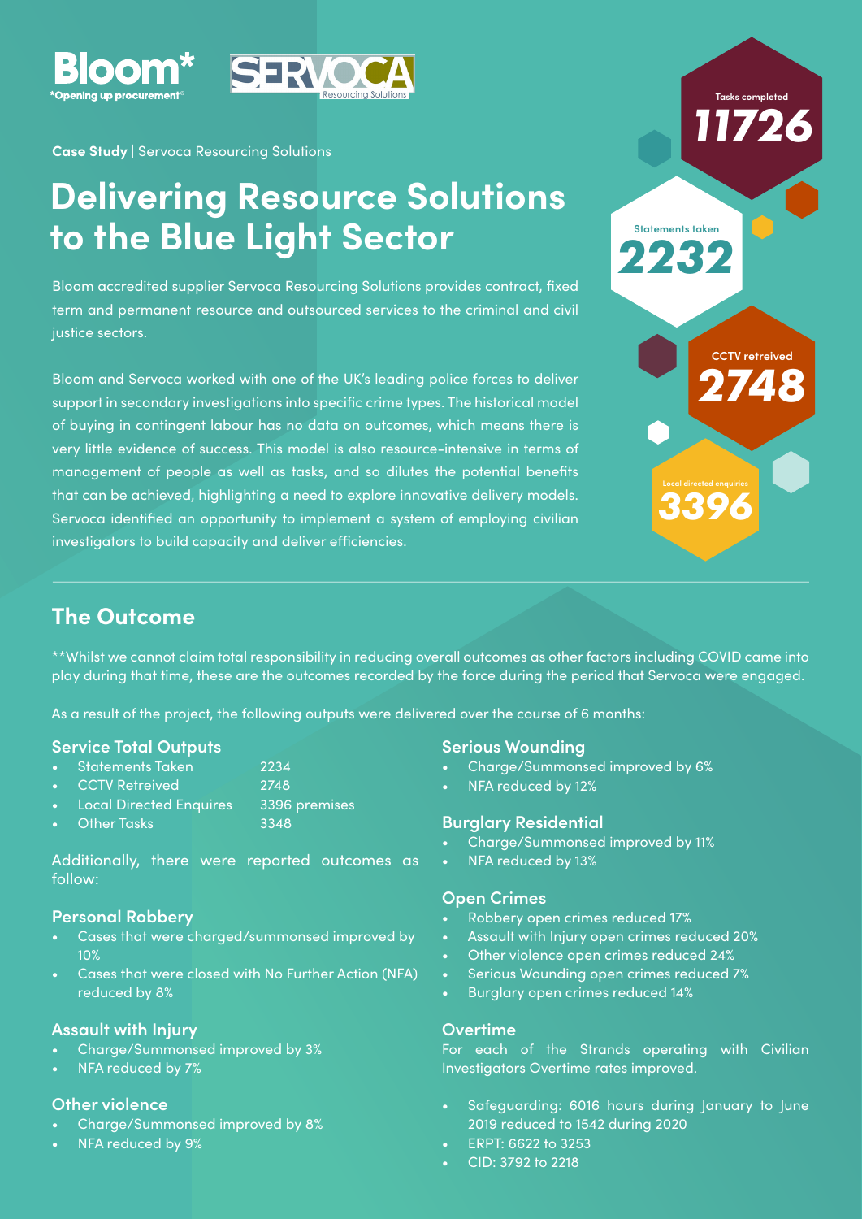Bloom*
*Opening up procurement®

SERVOCA Resourcing Solutions

**Case Study** | Servoca Resourcing Solutions

# Delivering Resource Solutions to the Blue Light Sector

Bloom accredited supplier Servoca Resourcing Solutions provides contract, fixed term and permanent resource and outsourced services to the criminal and civil justice sectors.

Bloom and Servoca worked with one of the UK's leading police forces to deliver support in secondary investigations into specific crime types. The historical model of buying in contingent labour has no data on outcomes, which means there is very little evidence of success. This model is also resource-intensive in terms of management of people as well as tasks, and so dilutes the potential benefits that can be achieved, highlighting a need to explore innovative delivery models. Servoca identified an opportunity to implement a system of employing civilian investigators to build capacity and deliver efficiencies.

Tasks completed **11726**

Statements taken **2232**

CCTV retreived **2748**

Local directed enquiries **3396**

## The Outcome

**Whilst we cannot claim total responsibility in reducing overall outcomes as other factors including COVID came into play during that time, these are the outcomes recorded by the force during the period that Servoca were engaged.

As a result of the project, the following outputs were delivered over the course of 6 months:

### Service Total Outputs

- Statements Taken 2234
- CCTV Retreived 2748
- Local Directed Enquires 3396 premises
- Other Tasks 3348

Additionally, there were reported outcomes as follow:

### Personal Robbery

- Cases that were charged/summonsed improved by 10%
- Cases that were closed with No Further Action (NFA) reduced by 8%

### Assault with Injury

- Charge/Summonsed improved by 3%
- NFA reduced by 7%

### Other violence

- Charge/Summonsed improved by 8%
- NFA reduced by 9%

### Serious Wounding

- Charge/Summonsed improved by 6%
- NFA reduced by 12%

### Burglary Residential

- Charge/Summonsed improved by 11%
- NFA reduced by 13%

### Open Crimes

- Robbery open crimes reduced 17%
- Assault with Injury open crimes reduced 20%
- Other violence open crimes reduced 24%
- Serious Wounding open crimes reduced 7%
- Burglary open crimes reduced 14%

### Overtime

For each of the Strands operating with Civilian Investigators Overtime rates improved.

- Safeguarding: 6016 hours during January to June 2019 reduced to 1542 during 2020
- ERPT: 6622 to 3253
- CID: 3792 to 2218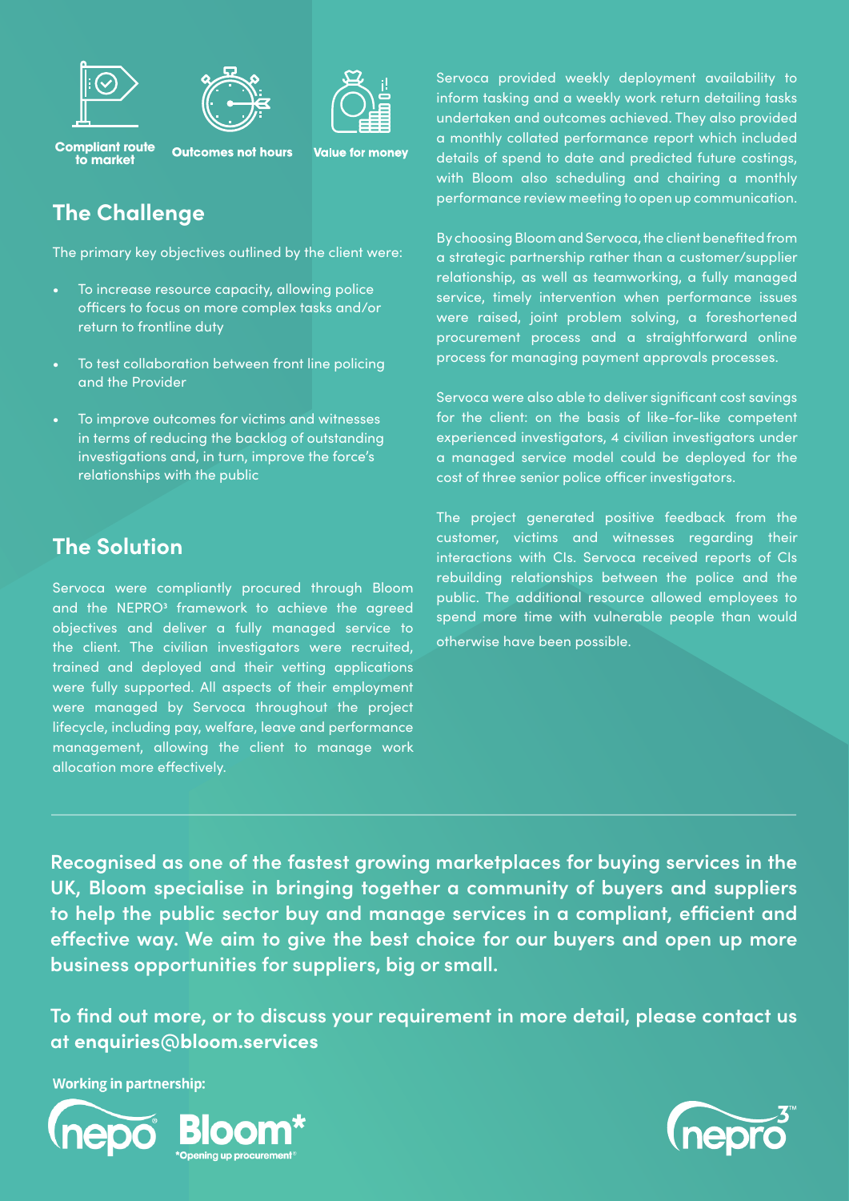Compliant route to market

Outcomes not hours

Value for money

## The Challenge

The primary key objectives outlined by the client were:

- To increase resource capacity, allowing police officers to focus on more complex tasks and/or return to frontline duty
- To test collaboration between front line policing and the Provider
- To improve outcomes for victims and witnesses in terms of reducing the backlog of outstanding investigations and, in turn, improve the force's relationships with the public

## The Solution

Servoca were compliantly procured through Bloom and the NEPRO³ framework to achieve the agreed objectives and deliver a fully managed service to the client. The civilian investigators were recruited, trained and deployed and their vetting applications were fully supported. All aspects of their employment were managed by Servoca throughout the project lifecycle, including pay, welfare, leave and performance management, allowing the client to manage work allocation more effectively.

Servoca provided weekly deployment availability to inform tasking and a weekly work return detailing tasks undertaken and outcomes achieved. They also provided a monthly collated performance report which included details of spend to date and predicted future costings, with Bloom also scheduling and chairing a monthly performance review meeting to open up communication.

By choosing Bloom and Servoca, the client benefited from a strategic partnership rather than a customer/supplier relationship, as well as teamworking, a fully managed service, timely intervention when performance issues were raised, joint problem solving, a foreshortened procurement process and a straightforward online process for managing payment approvals processes.

Servoca were also able to deliver significant cost savings for the client: on the basis of like-for-like competent experienced investigators, 4 civilian investigators under a managed service model could be deployed for the cost of three senior police officer investigators.

The project generated positive feedback from the customer, victims and witnesses regarding their interactions with CIs. Servoca received reports of CIs rebuilding relationships between the police and the public. The additional resource allowed employees to spend more time with vulnerable people than would otherwise have been possible.

---

**Recognised as one of the fastest growing marketplaces for buying services in the UK, Bloom specialise in bringing together a community of buyers and suppliers to help the public sector buy and manage services in a compliant, efficient and effective way. We aim to give the best choice for our buyers and open up more business opportunities for suppliers, big or small.**

**To find out more, or to discuss your requirement in more detail, please contact us at enquiries@bloom.services**

**Working in partnership:**

nepo Bloom* *Opening up procurement

nepro³